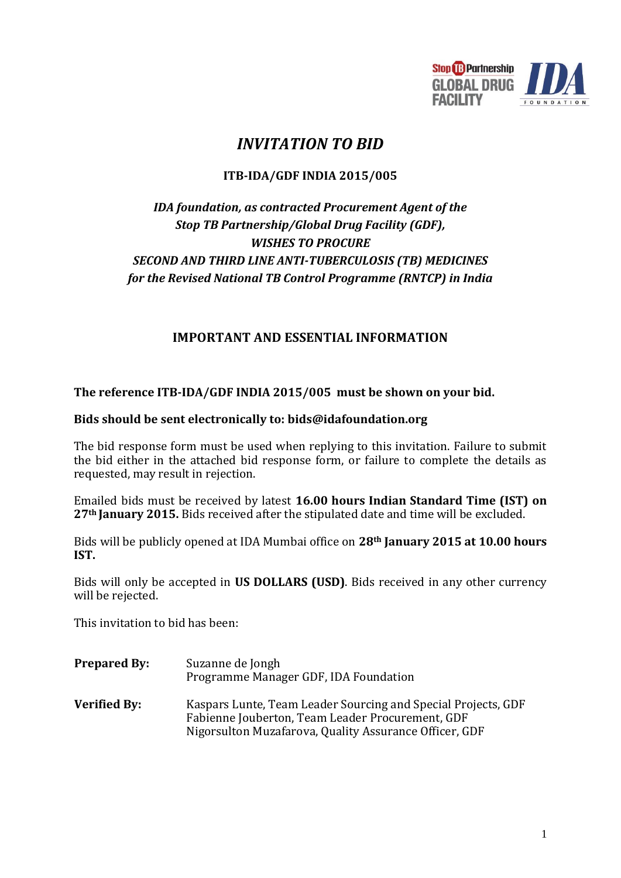# *INVITATION TO BID*

## ITB-IDA/GDF INDIA 2015/005

***IDA foundation, as contracted Procurement Agent of the Stop TB Partnership/Global Drug Facility (GDF), WISHES TO PROCURE SECOND AND THIRD LINE ANTI-TUBERCULOSIS (TB) MEDICINES for the Revised National TB Control Programme (RNTCP) in India***

## IMPORTANT AND ESSENTIAL INFORMATION

**The reference ITB-IDA/GDF INDIA 2015/005 must be shown on your bid.**

**Bids should be sent electronically to: bids@idafoundation.org**

The bid response form must be used when replying to this invitation. Failure to submit the bid either in the attached bid response form, or failure to complete the details as requested, may result in rejection.

Emailed bids must be received by latest **16.00 hours Indian Standard Time (IST) on 27th January 2015.** Bids received after the stipulated date and time will be excluded.

Bids will be publicly opened at IDA Mumbai office on **28th January 2015 at 10.00 hours IST.**

Bids will only be accepted in **US DOLLARS (USD)**. Bids received in any other currency will be rejected.

This invitation to bid has been:

| | |
|---|---|
| **Prepared By:** | Suzanne de Jongh<br>Programme Manager GDF, IDA Foundation |
| **Verified By:** | Kaspars Lunte, Team Leader Sourcing and Special Projects, GDF<br>Fabienne Jouberton, Team Leader Procurement, GDF<br>Nigorsulton Muzafarova, Quality Assurance Officer, GDF |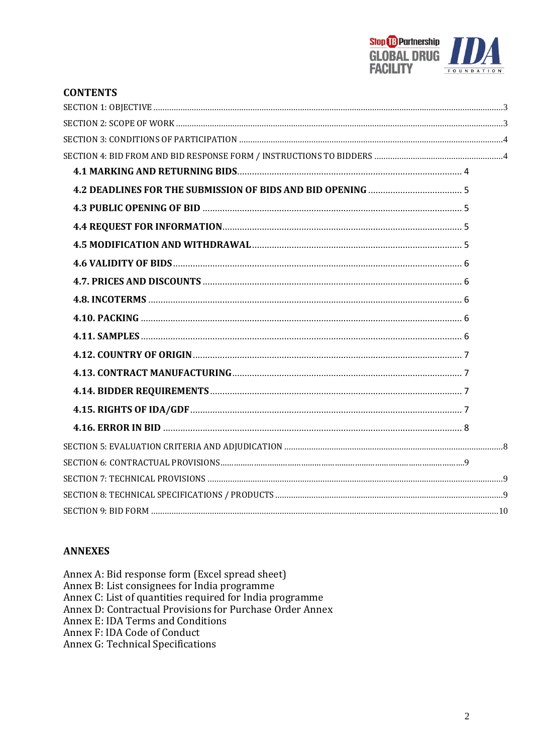## CONTENTS

SECTION 1: OBJECTIVE ....................................................................................................................................................3

SECTION 2: SCOPE OF WORK .........................................................................................................................................3

SECTION 3: CONDITIONS OF PARTICIPATION .........................................................................................................4

SECTION 4: BID FROM AND BID RESPONSE FORM / INSTRUCTIONS TO BIDDERS ........................................4

- **4.1 MARKING AND RETURNING BIDS**................................................................................... 4
- **4.2 DEADLINES FOR THE SUBMISSION OF BIDS AND BID OPENING** ..................................... 5
- **4.3 PUBLIC OPENING OF BID** ................................................................................................ 5
- **4.4 REQUEST FOR INFORMATION**.......................................................................................... 5
- **4.5 MODIFICATION AND WITHDRAWAL**.................................................................................. 5
- **4.6 VALIDITY OF BIDS** ........................................................................................................... 6
- **4.7. PRICES AND DISCOUNTS** ................................................................................................. 6
- **4.8. INCOTERMS** ..................................................................................................................... 6
- **4.10. PACKING** ........................................................................................................................ 6
- **4.11. SAMPLES** ........................................................................................................................ 6
- **4.12. COUNTRY OF ORIGIN**...................................................................................................... 7
- **4.13. CONTRACT MANUFACTURING**......................................................................................... 7
- **4.14. BIDDER REQUIREMENTS** ................................................................................................ 7
- **4.15. RIGHTS OF IDA/GDF** ....................................................................................................... 7
- **4.16. ERROR IN BID** ................................................................................................................ 8

SECTION 5: EVALUATION CRITERIA AND ADJUDICATION ......................................................................................8

SECTION 6: CONTRACTUAL PROVISIONS.....................................................................................................................9

SECTION 7: TECHNICAL PROVISIONS ...........................................................................................................................9

SECTION 8: TECHNICAL SPECIFICATIONS / PRODUCTS .............................................................................................9

SECTION 9: BID FORM ......................................................................................................................................................10

## ANNEXES

Annex A: Bid response form (Excel spread sheet)
Annex B: List consignees for India programme
Annex C: List of quantities required for India programme
Annex D: Contractual Provisions for Purchase Order Annex
Annex E: IDA Terms and Conditions
Annex F: IDA Code of Conduct
Annex G: Technical Specifications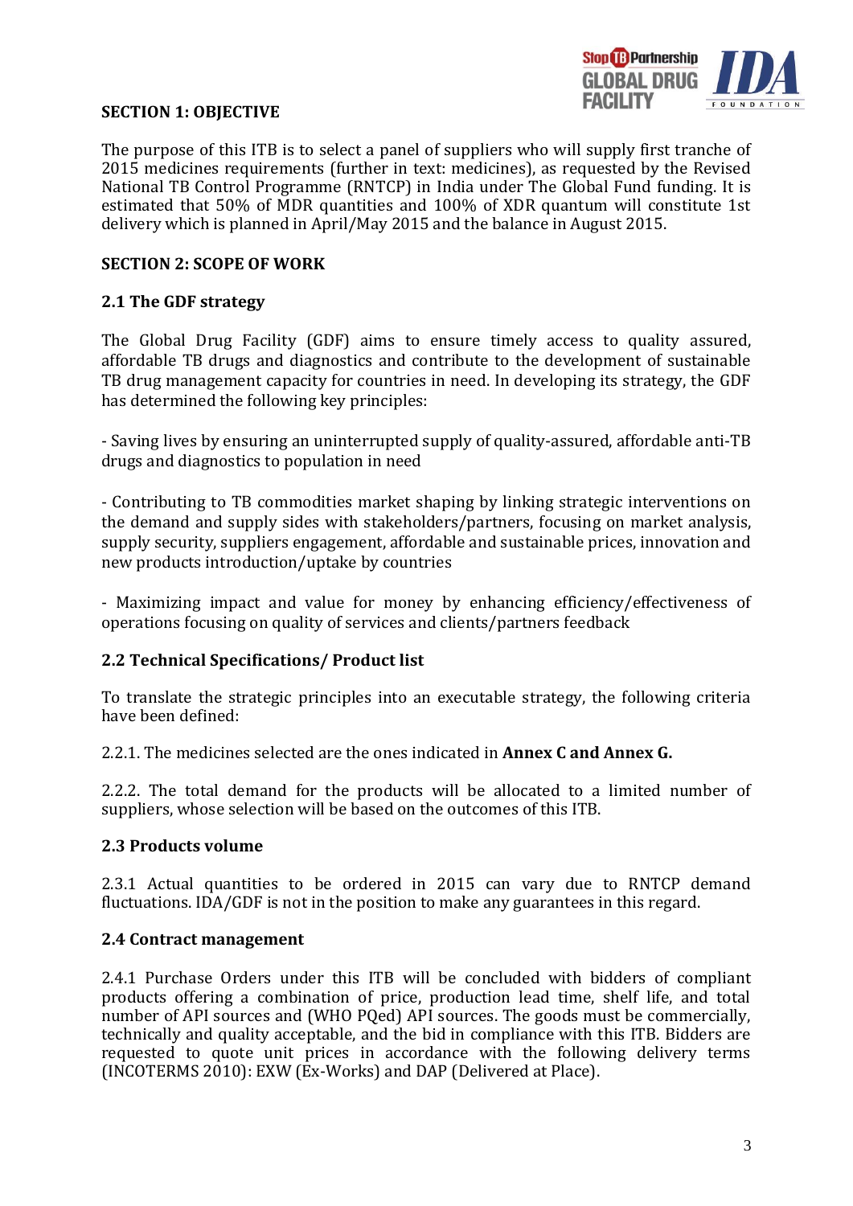## SECTION 1: OBJECTIVE

The purpose of this ITB is to select a panel of suppliers who will supply first tranche of 2015 medicines requirements (further in text: medicines), as requested by the Revised National TB Control Programme (RNTCP) in India under The Global Fund funding. It is estimated that 50% of MDR quantities and 100% of XDR quantum will constitute 1st delivery which is planned in April/May 2015 and the balance in August 2015.

## SECTION 2: SCOPE OF WORK

### 2.1 The GDF strategy

The Global Drug Facility (GDF) aims to ensure timely access to quality assured, affordable TB drugs and diagnostics and contribute to the development of sustainable TB drug management capacity for countries in need. In developing its strategy, the GDF has determined the following key principles:

- Saving lives by ensuring an uninterrupted supply of quality-assured, affordable anti-TB drugs and diagnostics to population in need

- Contributing to TB commodities market shaping by linking strategic interventions on the demand and supply sides with stakeholders/partners, focusing on market analysis, supply security, suppliers engagement, affordable and sustainable prices, innovation and new products introduction/uptake by countries

- Maximizing impact and value for money by enhancing efficiency/effectiveness of operations focusing on quality of services and clients/partners feedback

### 2.2 Technical Specifications/ Product list

To translate the strategic principles into an executable strategy, the following criteria have been defined:

2.2.1. The medicines selected are the ones indicated in **Annex C and Annex G.**

2.2.2. The total demand for the products will be allocated to a limited number of suppliers, whose selection will be based on the outcomes of this ITB.

### 2.3 Products volume

2.3.1 Actual quantities to be ordered in 2015 can vary due to RNTCP demand fluctuations. IDA/GDF is not in the position to make any guarantees in this regard.

### 2.4 Contract management

2.4.1 Purchase Orders under this ITB will be concluded with bidders of compliant products offering a combination of price, production lead time, shelf life, and total number of API sources and (WHO PQed) API sources. The goods must be commercially, technically and quality acceptable, and the bid in compliance with this ITB. Bidders are requested to quote unit prices in accordance with the following delivery terms (INCOTERMS 2010): EXW (Ex-Works) and DAP (Delivered at Place).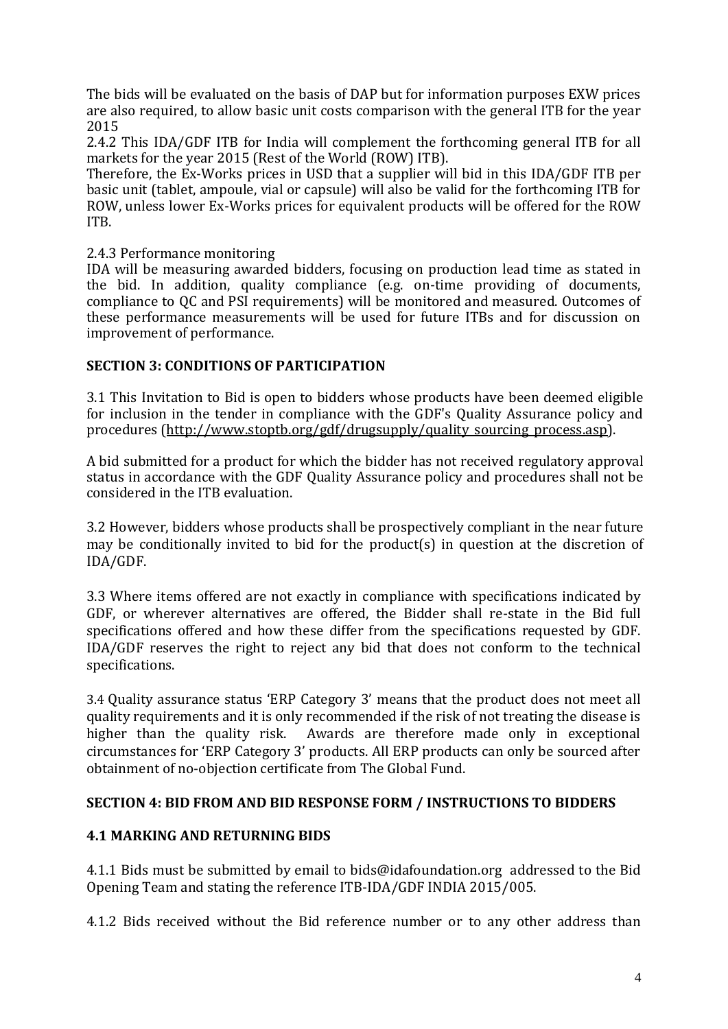The bids will be evaluated on the basis of DAP but for information purposes EXW prices are also required, to allow basic unit costs comparison with the general ITB for the year 2015

2.4.2 This IDA/GDF ITB for India will complement the forthcoming general ITB for all markets for the year 2015 (Rest of the World (ROW) ITB).

Therefore, the Ex-Works prices in USD that a supplier will bid in this IDA/GDF ITB per basic unit (tablet, ampoule, vial or capsule) will also be valid for the forthcoming ITB for ROW, unless lower Ex-Works prices for equivalent products will be offered for the ROW ITB.

2.4.3 Performance monitoring

IDA will be measuring awarded bidders, focusing on production lead time as stated in the bid. In addition, quality compliance (e.g. on-time providing of documents, compliance to QC and PSI requirements) will be monitored and measured. Outcomes of these performance measurements will be used for future ITBs and for discussion on improvement of performance.

## SECTION 3: CONDITIONS OF PARTICIPATION

3.1 This Invitation to Bid is open to bidders whose products have been deemed eligible for inclusion in the tender in compliance with the GDF's Quality Assurance policy and procedures (http://www.stoptb.org/gdf/drugsupply/quality_sourcing_process.asp).

A bid submitted for a product for which the bidder has not received regulatory approval status in accordance with the GDF Quality Assurance policy and procedures shall not be considered in the ITB evaluation.

3.2 However, bidders whose products shall be prospectively compliant in the near future may be conditionally invited to bid for the product(s) in question at the discretion of IDA/GDF.

3.3 Where items offered are not exactly in compliance with specifications indicated by GDF, or wherever alternatives are offered, the Bidder shall re-state in the Bid full specifications offered and how these differ from the specifications requested by GDF. IDA/GDF reserves the right to reject any bid that does not conform to the technical specifications.

3.4 Quality assurance status 'ERP Category 3' means that the product does not meet all quality requirements and it is only recommended if the risk of not treating the disease is higher than the quality risk. Awards are therefore made only in exceptional circumstances for 'ERP Category 3' products. All ERP products can only be sourced after obtainment of no-objection certificate from The Global Fund.

## SECTION 4: BID FROM AND BID RESPONSE FORM / INSTRUCTIONS TO BIDDERS

### 4.1 MARKING AND RETURNING BIDS

4.1.1 Bids must be submitted by email to bids@idafoundation.org addressed to the Bid Opening Team and stating the reference ITB-IDA/GDF INDIA 2015/005.

4.1.2 Bids received without the Bid reference number or to any other address than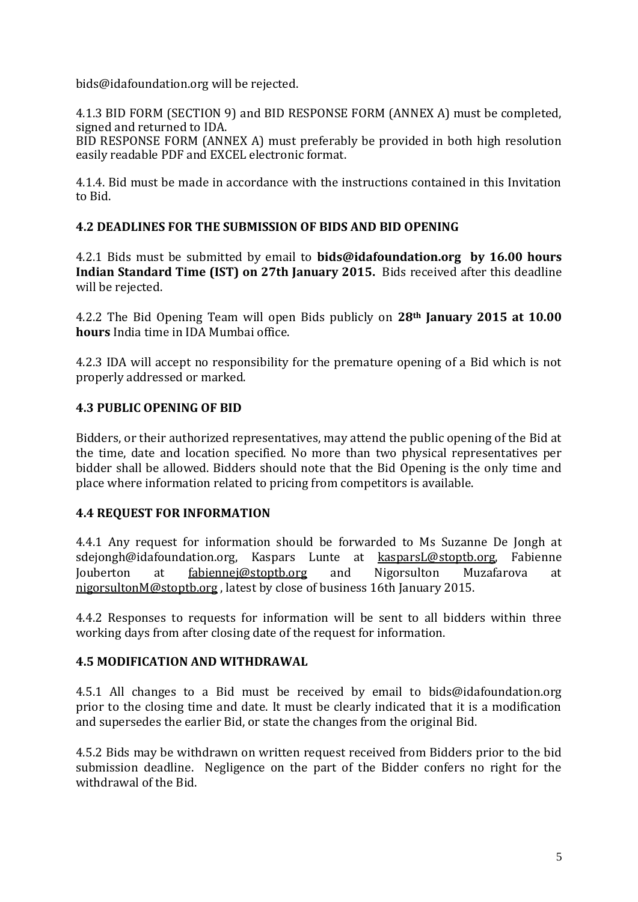bids@idafoundation.org will be rejected.

4.1.3 BID FORM (SECTION 9) and BID RESPONSE FORM (ANNEX A) must be completed, signed and returned to IDA.
BID RESPONSE FORM (ANNEX A) must preferably be provided in both high resolution easily readable PDF and EXCEL electronic format.

4.1.4. Bid must be made in accordance with the instructions contained in this Invitation to Bid.

### 4.2 DEADLINES FOR THE SUBMISSION OF BIDS AND BID OPENING

4.2.1 Bids must be submitted by email to **bids@idafoundation.org by 16.00 hours Indian Standard Time (IST) on 27th January 2015.** Bids received after this deadline will be rejected.

4.2.2 The Bid Opening Team will open Bids publicly on **28th January 2015 at 10.00 hours** India time in IDA Mumbai office.

4.2.3 IDA will accept no responsibility for the premature opening of a Bid which is not properly addressed or marked.

### 4.3 PUBLIC OPENING OF BID

Bidders, or their authorized representatives, may attend the public opening of the Bid at the time, date and location specified. No more than two physical representatives per bidder shall be allowed. Bidders should note that the Bid Opening is the only time and place where information related to pricing from competitors is available.

### 4.4 REQUEST FOR INFORMATION

4.4.1 Any request for information should be forwarded to Ms Suzanne De Jongh at sdejongh@idafoundation.org, Kaspars Lunte at kasparsL@stoptb.org, Fabienne Jouberton at fabiennej@stoptb.org and Nigorsulton Muzafarova at nigorsultonM@stoptb.org , latest by close of business 16th January 2015.

4.4.2 Responses to requests for information will be sent to all bidders within three working days from after closing date of the request for information.

### 4.5 MODIFICATION AND WITHDRAWAL

4.5.1 All changes to a Bid must be received by email to bids@idafoundation.org prior to the closing time and date. It must be clearly indicated that it is a modification and supersedes the earlier Bid, or state the changes from the original Bid.

4.5.2 Bids may be withdrawn on written request received from Bidders prior to the bid submission deadline. Negligence on the part of the Bidder confers no right for the withdrawal of the Bid.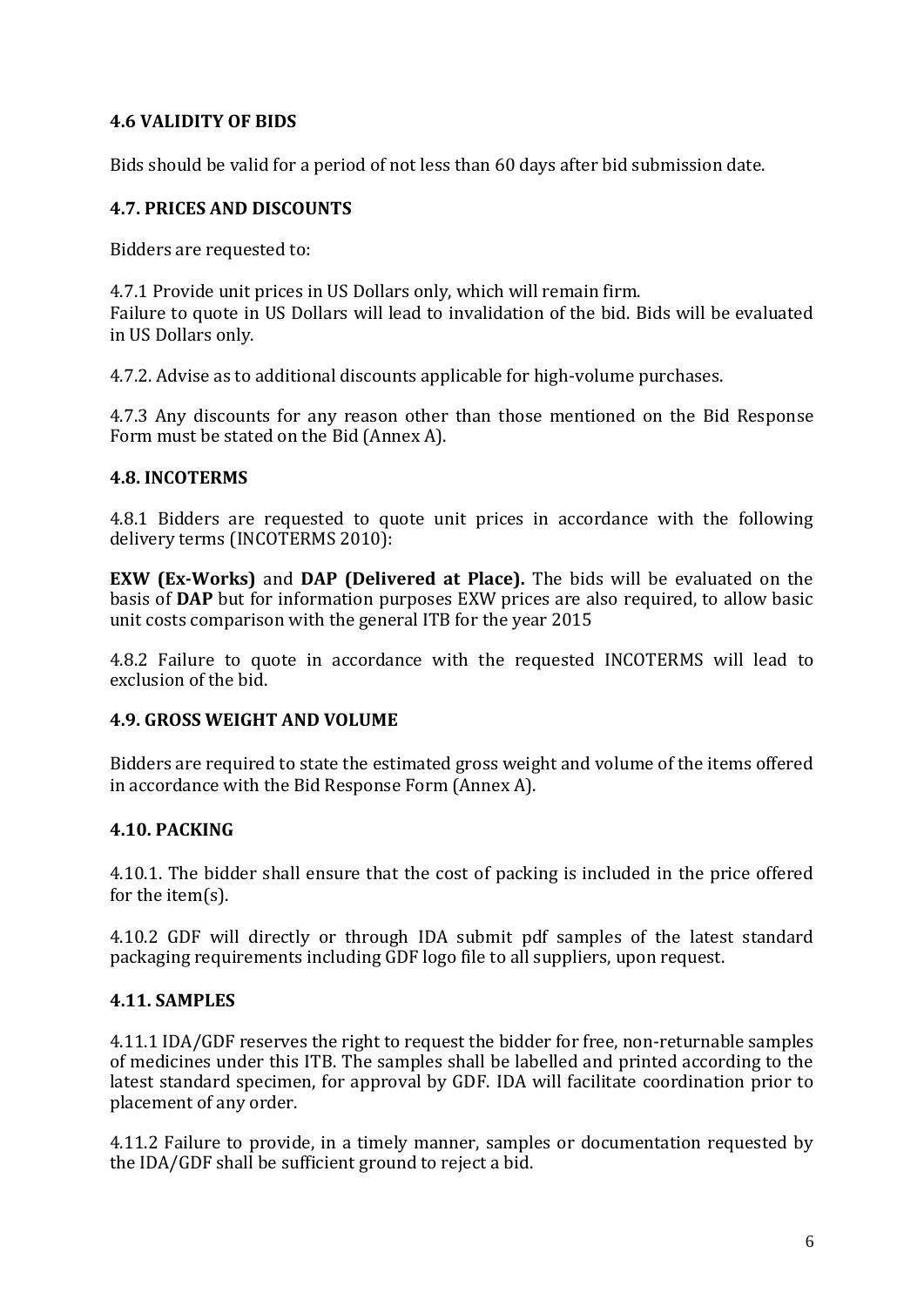### 4.6 VALIDITY OF BIDS

Bids should be valid for a period of not less than 60 days after bid submission date.

### 4.7. PRICES AND DISCOUNTS

Bidders are requested to:

4.7.1 Provide unit prices in US Dollars only, which will remain firm.
Failure to quote in US Dollars will lead to invalidation of the bid. Bids will be evaluated in US Dollars only.

4.7.2. Advise as to additional discounts applicable for high-volume purchases.

4.7.3 Any discounts for any reason other than those mentioned on the Bid Response Form must be stated on the Bid (Annex A).

### 4.8. INCOTERMS

4.8.1 Bidders are requested to quote unit prices in accordance with the following delivery terms (INCOTERMS 2010):

**EXW (Ex-Works)** and **DAP (Delivered at Place).** The bids will be evaluated on the basis of **DAP** but for information purposes EXW prices are also required, to allow basic unit costs comparison with the general ITB for the year 2015

4.8.2 Failure to quote in accordance with the requested INCOTERMS will lead to exclusion of the bid.

### 4.9. GROSS WEIGHT AND VOLUME

Bidders are required to state the estimated gross weight and volume of the items offered in accordance with the Bid Response Form (Annex A).

### 4.10. PACKING

4.10.1. The bidder shall ensure that the cost of packing is included in the price offered for the item(s).

4.10.2 GDF will directly or through IDA submit pdf samples of the latest standard packaging requirements including GDF logo file to all suppliers, upon request.

### 4.11. SAMPLES

4.11.1 IDA/GDF reserves the right to request the bidder for free, non-returnable samples of medicines under this ITB. The samples shall be labelled and printed according to the latest standard specimen, for approval by GDF. IDA will facilitate coordination prior to placement of any order.

4.11.2 Failure to provide, in a timely manner, samples or documentation requested by the IDA/GDF shall be sufficient ground to reject a bid.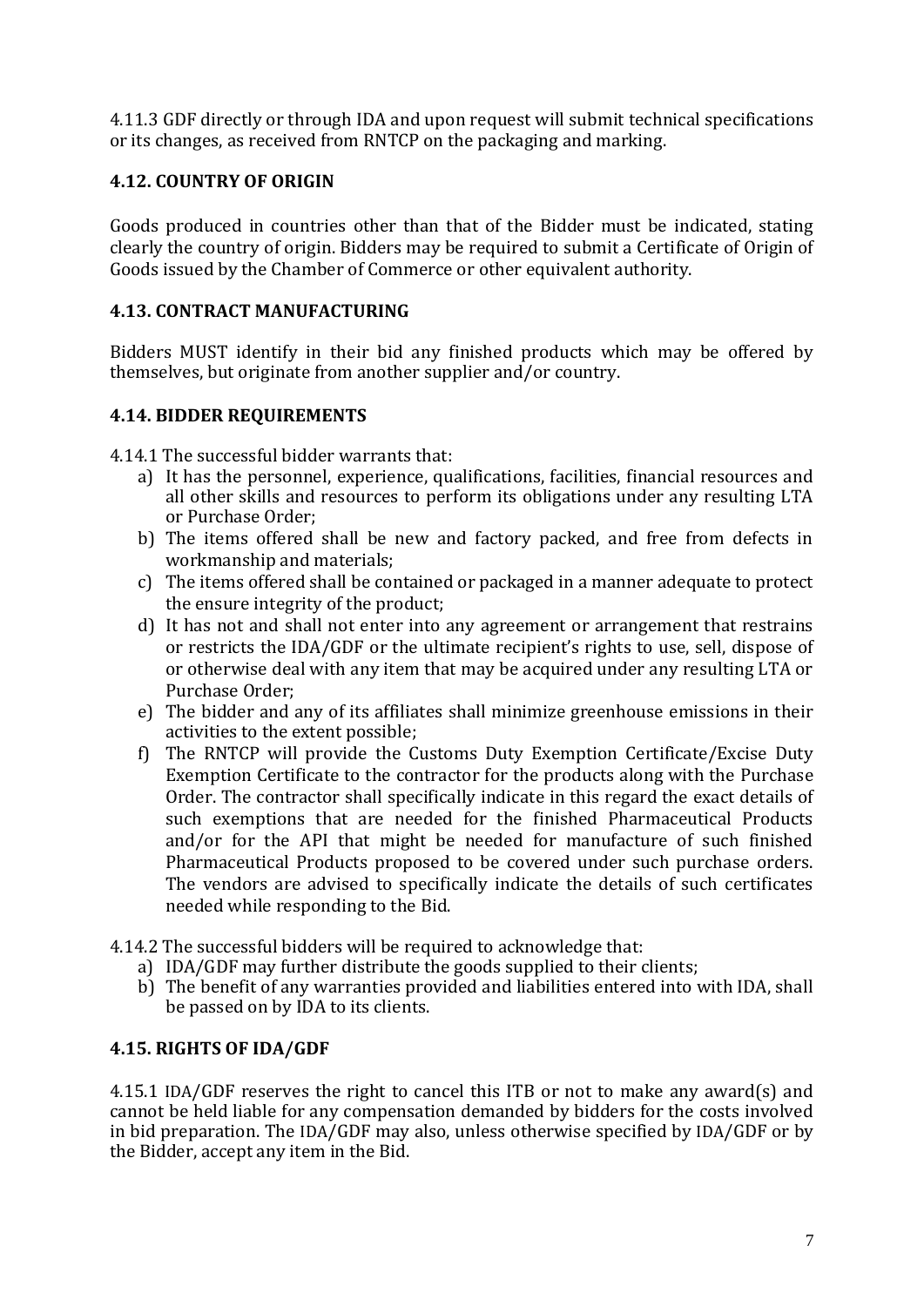4.11.3 GDF directly or through IDA and upon request will submit technical specifications or its changes, as received from RNTCP on the packaging and marking.

### 4.12. COUNTRY OF ORIGIN

Goods produced in countries other than that of the Bidder must be indicated, stating clearly the country of origin. Bidders may be required to submit a Certificate of Origin of Goods issued by the Chamber of Commerce or other equivalent authority.

### 4.13. CONTRACT MANUFACTURING

Bidders MUST identify in their bid any finished products which may be offered by themselves, but originate from another supplier and/or country.

### 4.14. BIDDER REQUIREMENTS

4.14.1 The successful bidder warrants that:

a) It has the personnel, experience, qualifications, facilities, financial resources and all other skills and resources to perform its obligations under any resulting LTA or Purchase Order;

b) The items offered shall be new and factory packed, and free from defects in workmanship and materials;

c) The items offered shall be contained or packaged in a manner adequate to protect the ensure integrity of the product;

d) It has not and shall not enter into any agreement or arrangement that restrains or restricts the IDA/GDF or the ultimate recipient's rights to use, sell, dispose of or otherwise deal with any item that may be acquired under any resulting LTA or Purchase Order;

e) The bidder and any of its affiliates shall minimize greenhouse emissions in their activities to the extent possible;

f) The RNTCP will provide the Customs Duty Exemption Certificate/Excise Duty Exemption Certificate to the contractor for the products along with the Purchase Order. The contractor shall specifically indicate in this regard the exact details of such exemptions that are needed for the finished Pharmaceutical Products and/or for the API that might be needed for manufacture of such finished Pharmaceutical Products proposed to be covered under such purchase orders. The vendors are advised to specifically indicate the details of such certificates needed while responding to the Bid.

4.14.2 The successful bidders will be required to acknowledge that:

a) IDA/GDF may further distribute the goods supplied to their clients;

b) The benefit of any warranties provided and liabilities entered into with IDA, shall be passed on by IDA to its clients.

### 4.15. RIGHTS OF IDA/GDF

4.15.1 IDA/GDF reserves the right to cancel this ITB or not to make any award(s) and cannot be held liable for any compensation demanded by bidders for the costs involved in bid preparation. The IDA/GDF may also, unless otherwise specified by IDA/GDF or by the Bidder, accept any item in the Bid.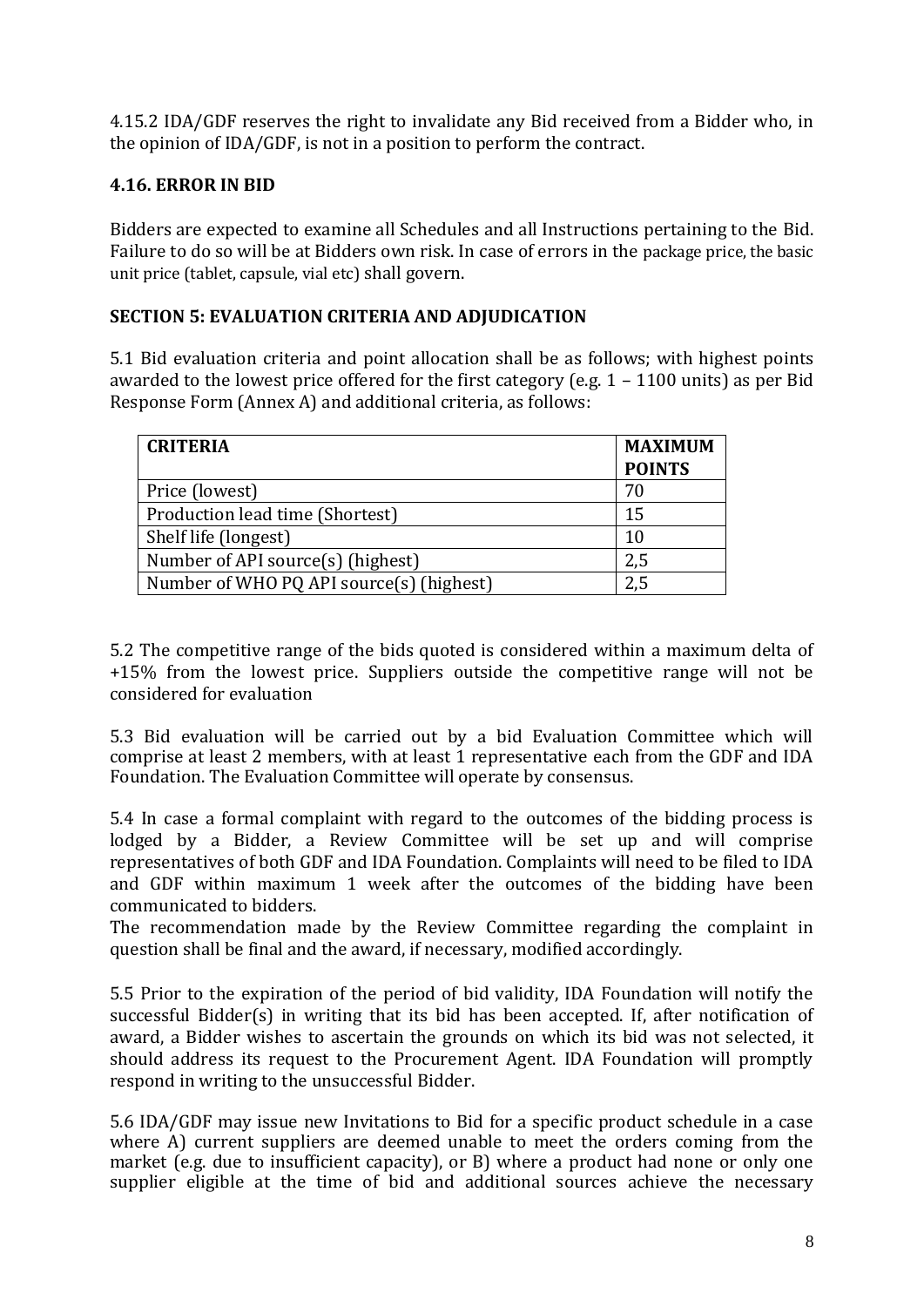4.15.2 IDA/GDF reserves the right to invalidate any Bid received from a Bidder who, in the opinion of IDA/GDF, is not in a position to perform the contract.

### 4.16. ERROR IN BID

Bidders are expected to examine all Schedules and all Instructions pertaining to the Bid. Failure to do so will be at Bidders own risk. In case of errors in the package price, the basic unit price (tablet, capsule, vial etc) shall govern.

### SECTION 5: EVALUATION CRITERIA AND ADJUDICATION

5.1 Bid evaluation criteria and point allocation shall be as follows; with highest points awarded to the lowest price offered for the first category (e.g. 1 – 1100 units) as per Bid Response Form (Annex A) and additional criteria, as follows:

| CRITERIA | MAXIMUM POINTS |
|---|---|
| Price (lowest) | 70 |
| Production lead time (Shortest) | 15 |
| Shelf life (longest) | 10 |
| Number of API source(s) (highest) | 2,5 |
| Number of WHO PQ API source(s) (highest) | 2,5 |

5.2 The competitive range of the bids quoted is considered within a maximum delta of +15% from the lowest price. Suppliers outside the competitive range will not be considered for evaluation

5.3 Bid evaluation will be carried out by a bid Evaluation Committee which will comprise at least 2 members, with at least 1 representative each from the GDF and IDA Foundation. The Evaluation Committee will operate by consensus.

5.4 In case a formal complaint with regard to the outcomes of the bidding process is lodged by a Bidder, a Review Committee will be set up and will comprise representatives of both GDF and IDA Foundation. Complaints will need to be filed to IDA and GDF within maximum 1 week after the outcomes of the bidding have been communicated to bidders.

The recommendation made by the Review Committee regarding the complaint in question shall be final and the award, if necessary, modified accordingly.

5.5 Prior to the expiration of the period of bid validity, IDA Foundation will notify the successful Bidder(s) in writing that its bid has been accepted. If, after notification of award, a Bidder wishes to ascertain the grounds on which its bid was not selected, it should address its request to the Procurement Agent. IDA Foundation will promptly respond in writing to the unsuccessful Bidder.

5.6 IDA/GDF may issue new Invitations to Bid for a specific product schedule in a case where A) current suppliers are deemed unable to meet the orders coming from the market (e.g. due to insufficient capacity), or B) where a product had none or only one supplier eligible at the time of bid and additional sources achieve the necessary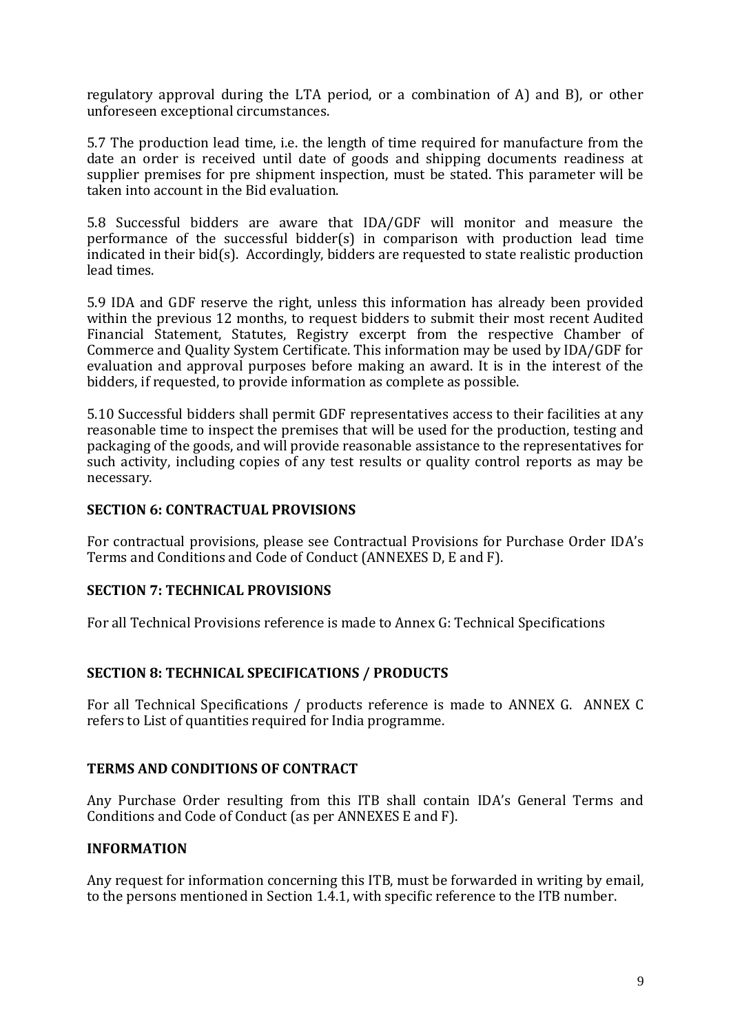regulatory approval during the LTA period, or a combination of A) and B), or other unforeseen exceptional circumstances.

5.7 The production lead time, i.e. the length of time required for manufacture from the date an order is received until date of goods and shipping documents readiness at supplier premises for pre shipment inspection, must be stated. This parameter will be taken into account in the Bid evaluation.

5.8 Successful bidders are aware that IDA/GDF will monitor and measure the performance of the successful bidder(s) in comparison with production lead time indicated in their bid(s). Accordingly, bidders are requested to state realistic production lead times.

5.9 IDA and GDF reserve the right, unless this information has already been provided within the previous 12 months, to request bidders to submit their most recent Audited Financial Statement, Statutes, Registry excerpt from the respective Chamber of Commerce and Quality System Certificate. This information may be used by IDA/GDF for evaluation and approval purposes before making an award. It is in the interest of the bidders, if requested, to provide information as complete as possible.

5.10 Successful bidders shall permit GDF representatives access to their facilities at any reasonable time to inspect the premises that will be used for the production, testing and packaging of the goods, and will provide reasonable assistance to the representatives for such activity, including copies of any test results or quality control reports as may be necessary.

## SECTION 6: CONTRACTUAL PROVISIONS

For contractual provisions, please see Contractual Provisions for Purchase Order IDA's Terms and Conditions and Code of Conduct (ANNEXES D, E and F).

## SECTION 7: TECHNICAL PROVISIONS

For all Technical Provisions reference is made to Annex G: Technical Specifications

## SECTION 8: TECHNICAL SPECIFICATIONS / PRODUCTS

For all Technical Specifications / products reference is made to ANNEX G. ANNEX C refers to List of quantities required for India programme.

## TERMS AND CONDITIONS OF CONTRACT

Any Purchase Order resulting from this ITB shall contain IDA's General Terms and Conditions and Code of Conduct (as per ANNEXES E and F).

## INFORMATION

Any request for information concerning this ITB, must be forwarded in writing by email, to the persons mentioned in Section 1.4.1, with specific reference to the ITB number.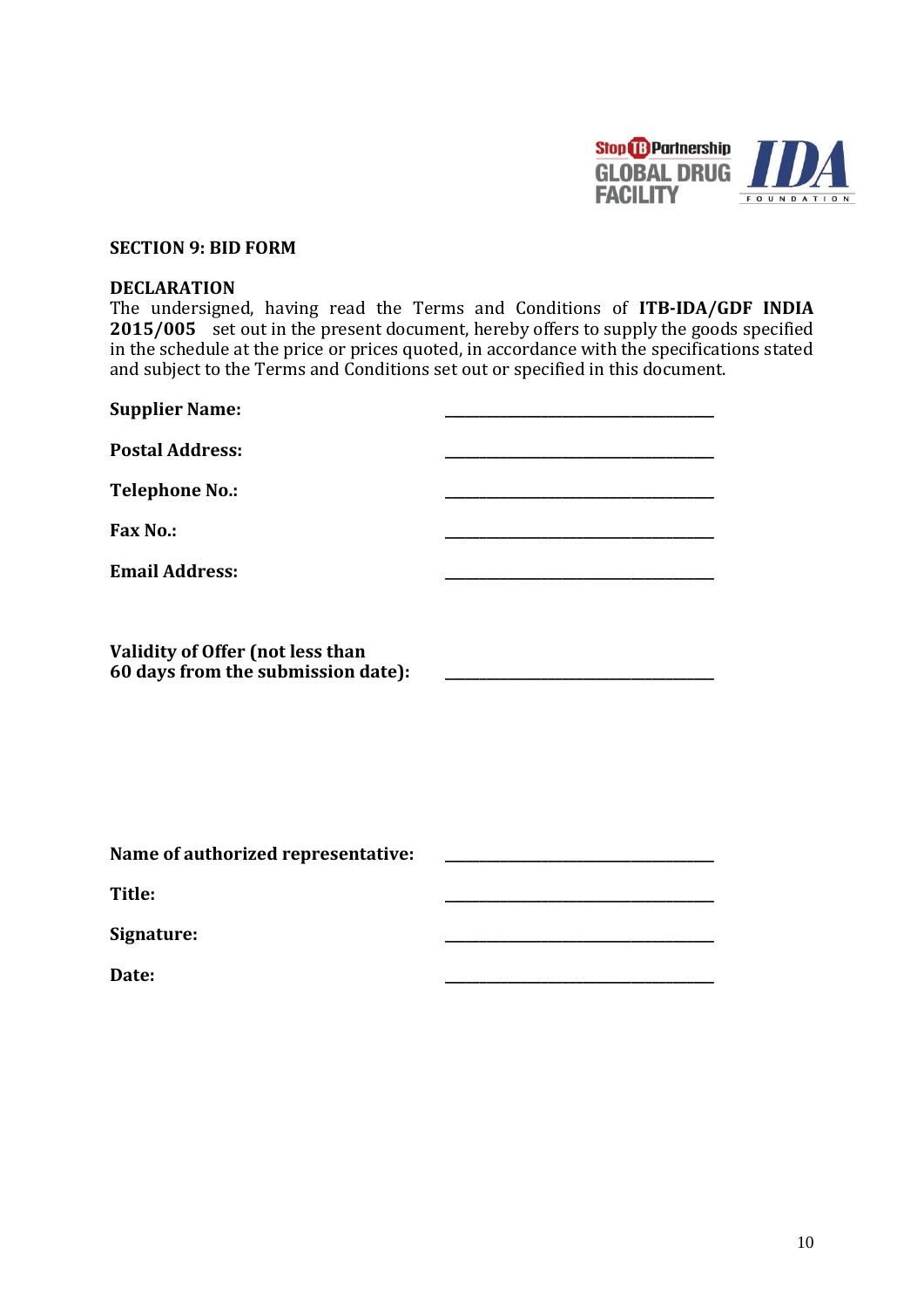## SECTION 9: BID FORM

### DECLARATION

The undersigned, having read the Terms and Conditions of **ITB-IDA/GDF INDIA 2015/005** set out in the present document, hereby offers to supply the goods specified in the schedule at the price or prices quoted, in accordance with the specifications stated and subject to the Terms and Conditions set out or specified in this document.

**Supplier Name:** ______________________________

**Postal Address:** ______________________________

**Telephone No.:** ______________________________

**Fax No.:** ______________________________

**Email Address:** ______________________________

**Validity of Offer (not less than 60 days from the submission date):** ______________________________

**Name of authorized representative:** ______________________________

**Title:** ______________________________

**Signature:** ______________________________

**Date:** ______________________________